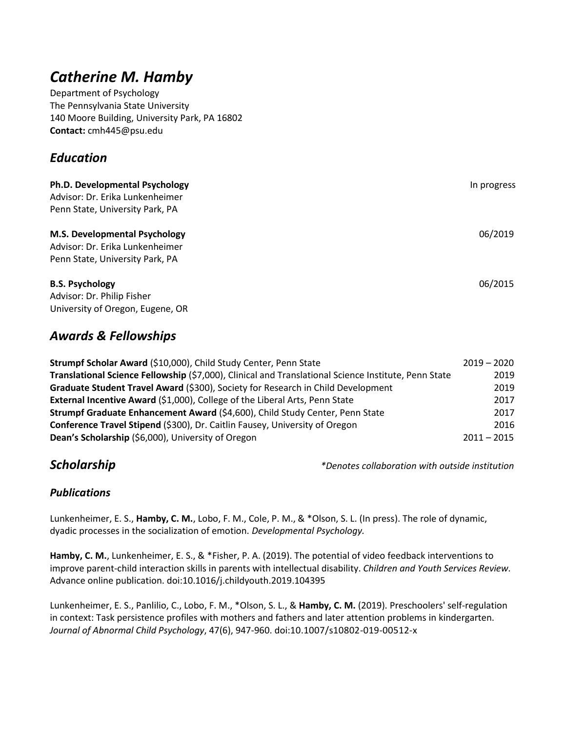# *Catherine M. Hamby*

Department of Psychology
The Pennsylvania State University
140 Moore Building, University Park, PA 16802
**Contact:** cmh445@psu.edu

## *Education*

**Ph.D. Developmental Psychology** — In progress
Advisor: Dr. Erika Lunkenheimer
Penn State, University Park, PA

**M.S. Developmental Psychology** — 06/2019
Advisor: Dr. Erika Lunkenheimer
Penn State, University Park, PA

**B.S. Psychology** — 06/2015
Advisor: Dr. Philip Fisher
University of Oregon, Eugene, OR

## *Awards & Fellowships*

| Award | Year |
| --- | --- |
| **Strumpf Scholar Award** ($10,000), Child Study Center, Penn State | 2019 – 2020 |
| **Translational Science Fellowship** ($7,000), Clinical and Translational Science Institute, Penn State | 2019 |
| **Graduate Student Travel Award** ($300), Society for Research in Child Development | 2019 |
| **External Incentive Award** ($1,000), College of the Liberal Arts, Penn State | 2017 |
| **Strumpf Graduate Enhancement Award** ($4,600), Child Study Center, Penn State | 2017 |
| **Conference Travel Stipend** ($300), Dr. Caitlin Fausey, University of Oregon | 2016 |
| **Dean's Scholarship** ($6,000), University of Oregon | 2011 – 2015 |

## *Scholarship*

*\*Denotes collaboration with outside institution*

### *Publications*

Lunkenheimer, E. S., **Hamby, C. M.**, Lobo, F. M., Cole, P. M., & *Olson, S. L. (In press). The role of dynamic, dyadic processes in the socialization of emotion. *Developmental Psychology.*

**Hamby, C. M.**, Lunkenheimer, E. S., & *Fisher, P. A. (2019). The potential of video feedback interventions to improve parent-child interaction skills in parents with intellectual disability. *Children and Youth Services Review*. Advance online publication. doi:10.1016/j.childyouth.2019.104395

Lunkenheimer, E. S., Panlilio, C., Lobo, F. M., *Olson, S. L., & **Hamby, C. M.** (2019). Preschoolers' self-regulation in context: Task persistence profiles with mothers and fathers and later attention problems in kindergarten. *Journal of Abnormal Child Psychology*, 47(6), 947-960. doi:10.1007/s10802-019-00512-x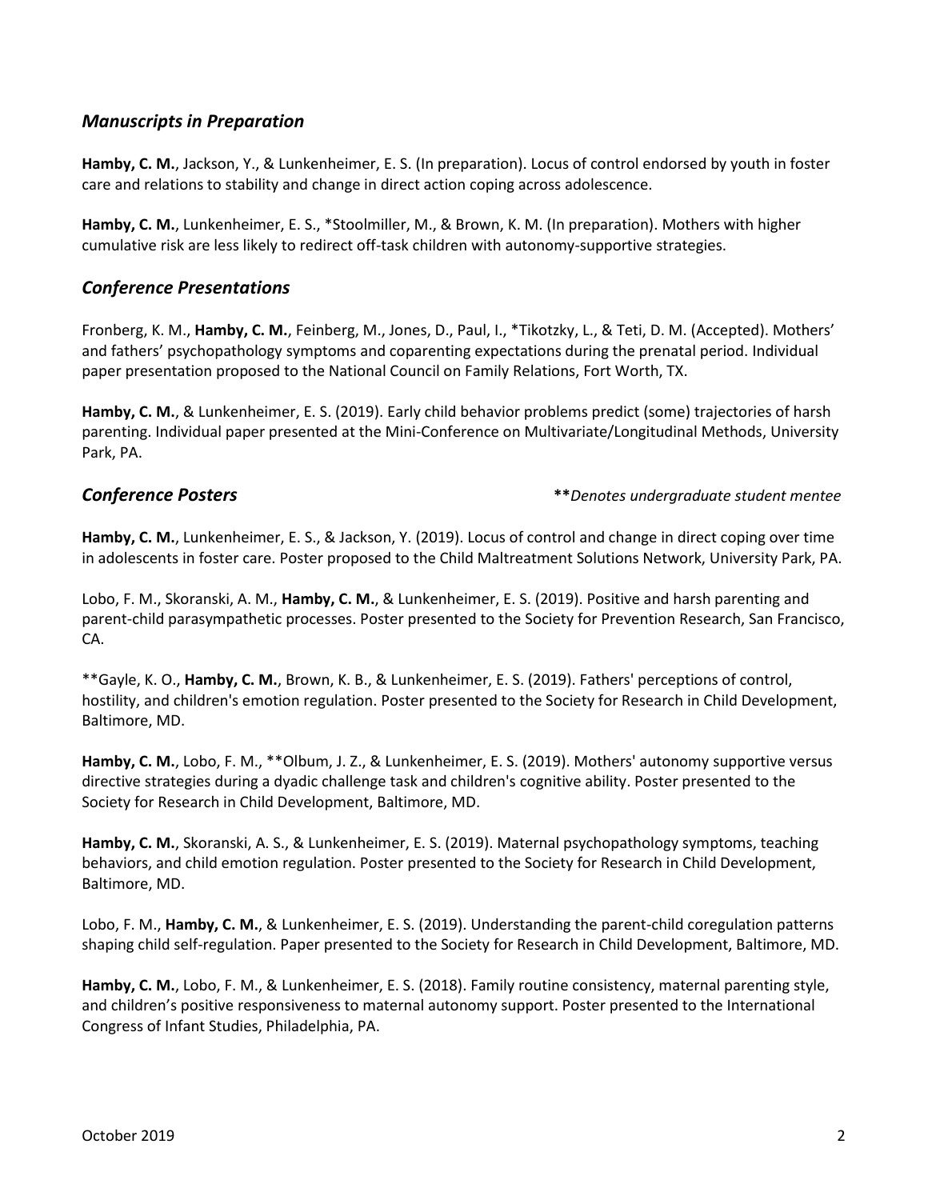### *Manuscripts in Preparation*

**Hamby, C. M.**, Jackson, Y., & Lunkenheimer, E. S. (In preparation). Locus of control endorsed by youth in foster care and relations to stability and change in direct action coping across adolescence.

**Hamby, C. M.**, Lunkenheimer, E. S., *Stoolmiller, M., & Brown, K. M. (In preparation). Mothers with higher cumulative risk are less likely to redirect off-task children with autonomy-supportive strategies.

### *Conference Presentations*

Fronberg, K. M., **Hamby, C. M.**, Feinberg, M., Jones, D., Paul, I., *Tikotzky, L., & Teti, D. M. (Accepted). Mothers' and fathers' psychopathology symptoms and coparenting expectations during the prenatal period. Individual paper presentation proposed to the National Council on Family Relations, Fort Worth, TX.

**Hamby, C. M.**, & Lunkenheimer, E. S. (2019). Early child behavior problems predict (some) trajectories of harsh parenting. Individual paper presented at the Mini-Conference on Multivariate/Longitudinal Methods, University Park, PA.

### *Conference Posters*

***Denotes undergraduate student mentee*

**Hamby, C. M.**, Lunkenheimer, E. S., & Jackson, Y. (2019). Locus of control and change in direct coping over time in adolescents in foster care. Poster proposed to the Child Maltreatment Solutions Network, University Park, PA.

Lobo, F. M., Skoranski, A. M., **Hamby, C. M.**, & Lunkenheimer, E. S. (2019). Positive and harsh parenting and parent-child parasympathetic processes. Poster presented to the Society for Prevention Research, San Francisco, CA.

**Gayle, K. O., **Hamby, C. M.**, Brown, K. B., & Lunkenheimer, E. S. (2019). Fathers' perceptions of control, hostility, and children's emotion regulation. Poster presented to the Society for Research in Child Development, Baltimore, MD.

**Hamby, C. M.**, Lobo, F. M., **Olbum, J. Z., & Lunkenheimer, E. S. (2019). Mothers' autonomy supportive versus directive strategies during a dyadic challenge task and children's cognitive ability. Poster presented to the Society for Research in Child Development, Baltimore, MD.

**Hamby, C. M.**, Skoranski, A. S., & Lunkenheimer, E. S. (2019). Maternal psychopathology symptoms, teaching behaviors, and child emotion regulation. Poster presented to the Society for Research in Child Development, Baltimore, MD.

Lobo, F. M., **Hamby, C. M.**, & Lunkenheimer, E. S. (2019). Understanding the parent-child coregulation patterns shaping child self-regulation. Paper presented to the Society for Research in Child Development, Baltimore, MD.

**Hamby, C. M.**, Lobo, F. M., & Lunkenheimer, E. S. (2018). Family routine consistency, maternal parenting style, and children's positive responsiveness to maternal autonomy support. Poster presented to the International Congress of Infant Studies, Philadelphia, PA.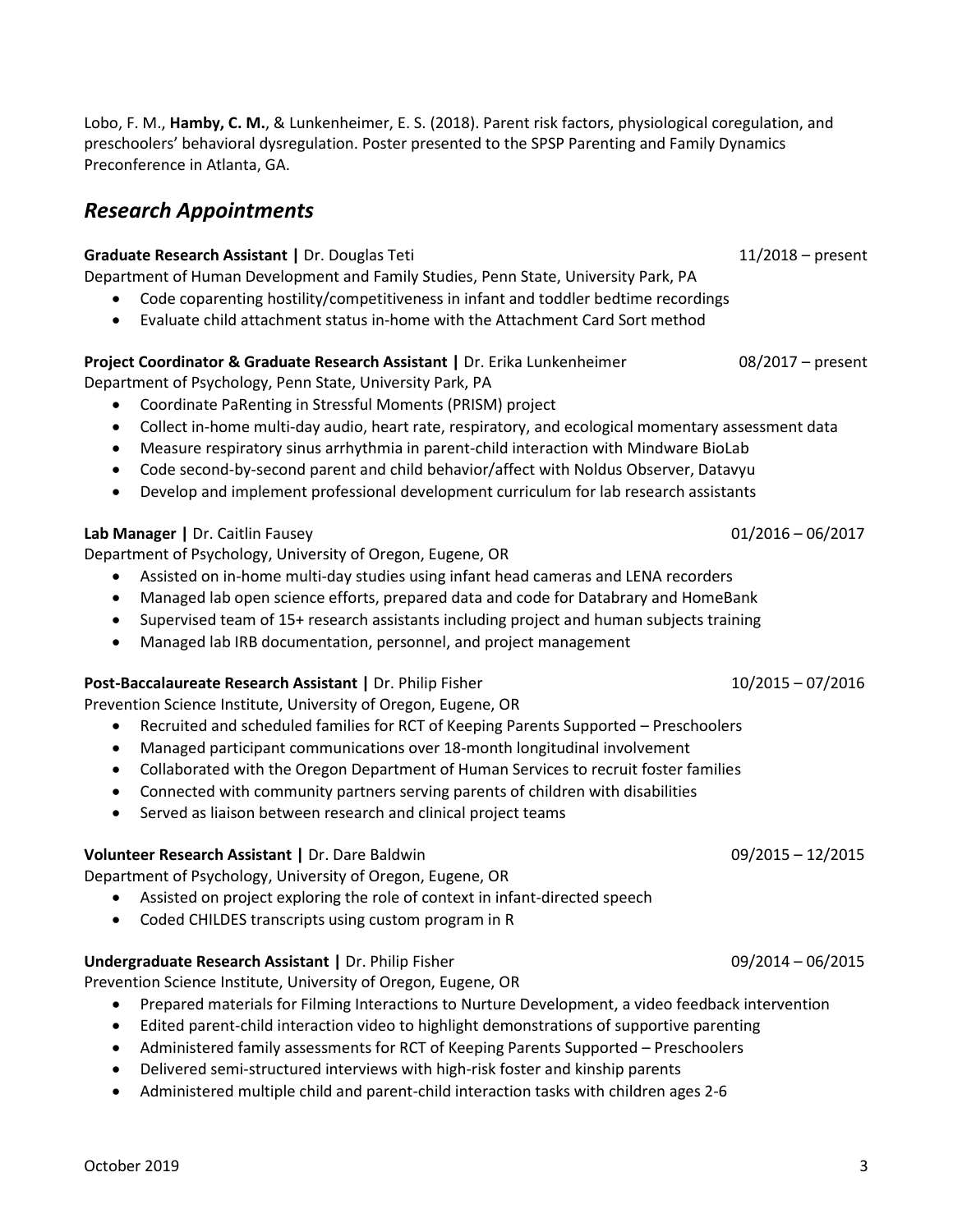Lobo, F. M., **Hamby, C. M.**, & Lunkenheimer, E. S. (2018). Parent risk factors, physiological coregulation, and preschoolers' behavioral dysregulation. Poster presented to the SPSP Parenting and Family Dynamics Preconference in Atlanta, GA.

## *Research Appointments*

**Graduate Research Assistant |** Dr. Douglas Teti — 11/2018 – present
Department of Human Development and Family Studies, Penn State, University Park, PA

- Code coparenting hostility/competitiveness in infant and toddler bedtime recordings
- Evaluate child attachment status in-home with the Attachment Card Sort method

**Project Coordinator & Graduate Research Assistant |** Dr. Erika Lunkenheimer — 08/2017 – present
Department of Psychology, Penn State, University Park, PA

- Coordinate PaRenting in Stressful Moments (PRISM) project
- Collect in-home multi-day audio, heart rate, respiratory, and ecological momentary assessment data
- Measure respiratory sinus arrhythmia in parent-child interaction with Mindware BioLab
- Code second-by-second parent and child behavior/affect with Noldus Observer, Datavyu
- Develop and implement professional development curriculum for lab research assistants

**Lab Manager |** Dr. Caitlin Fausey — 01/2016 – 06/2017
Department of Psychology, University of Oregon, Eugene, OR

- Assisted on in-home multi-day studies using infant head cameras and LENA recorders
- Managed lab open science efforts, prepared data and code for Databrary and HomeBank
- Supervised team of 15+ research assistants including project and human subjects training
- Managed lab IRB documentation, personnel, and project management

**Post-Baccalaureate Research Assistant |** Dr. Philip Fisher — 10/2015 – 07/2016
Prevention Science Institute, University of Oregon, Eugene, OR

- Recruited and scheduled families for RCT of Keeping Parents Supported – Preschoolers
- Managed participant communications over 18-month longitudinal involvement
- Collaborated with the Oregon Department of Human Services to recruit foster families
- Connected with community partners serving parents of children with disabilities
- Served as liaison between research and clinical project teams

**Volunteer Research Assistant |** Dr. Dare Baldwin — 09/2015 – 12/2015
Department of Psychology, University of Oregon, Eugene, OR

- Assisted on project exploring the role of context in infant-directed speech
- Coded CHILDES transcripts using custom program in R

**Undergraduate Research Assistant |** Dr. Philip Fisher — 09/2014 – 06/2015
Prevention Science Institute, University of Oregon, Eugene, OR

- Prepared materials for Filming Interactions to Nurture Development, a video feedback intervention
- Edited parent-child interaction video to highlight demonstrations of supportive parenting
- Administered family assessments for RCT of Keeping Parents Supported – Preschoolers
- Delivered semi-structured interviews with high-risk foster and kinship parents
- Administered multiple child and parent-child interaction tasks with children ages 2-6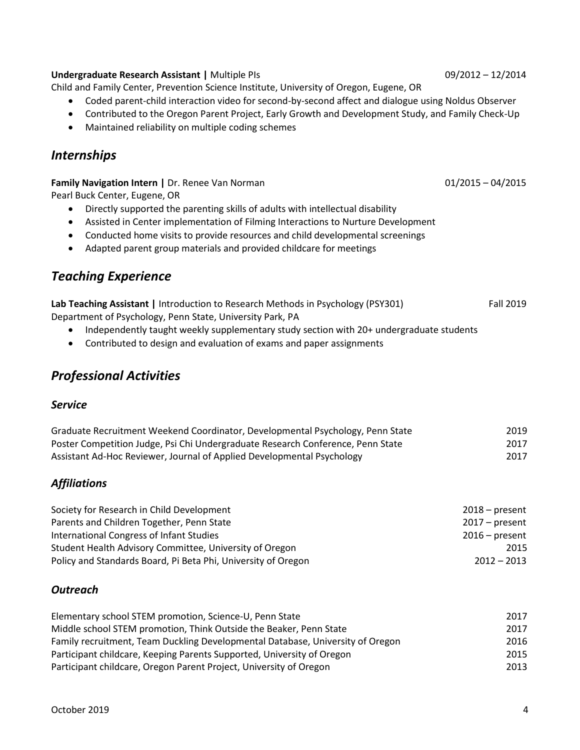**Undergraduate Research Assistant |** Multiple PIs 09/2012 – 12/2014

Child and Family Center, Prevention Science Institute, University of Oregon, Eugene, OR

- Coded parent-child interaction video for second-by-second affect and dialogue using Noldus Observer
- Contributed to the Oregon Parent Project, Early Growth and Development Study, and Family Check-Up
- Maintained reliability on multiple coding schemes

## *Internships*

**Family Navigation Intern |** Dr. Renee Van Norman 01/2015 – 04/2015

Pearl Buck Center, Eugene, OR

- Directly supported the parenting skills of adults with intellectual disability
- Assisted in Center implementation of Filming Interactions to Nurture Development
- Conducted home visits to provide resources and child developmental screenings
- Adapted parent group materials and provided childcare for meetings

## *Teaching Experience*

**Lab Teaching Assistant |** Introduction to Research Methods in Psychology (PSY301) Fall 2019

Department of Psychology, Penn State, University Park, PA

- Independently taught weekly supplementary study section with 20+ undergraduate students
- Contributed to design and evaluation of exams and paper assignments

## *Professional Activities*

### *Service*

Graduate Recruitment Weekend Coordinator, Developmental Psychology, Penn State 2019
Poster Competition Judge, Psi Chi Undergraduate Research Conference, Penn State 2017
Assistant Ad-Hoc Reviewer, Journal of Applied Developmental Psychology 2017

### *Affiliations*

Society for Research in Child Development 2018 – present
Parents and Children Together, Penn State 2017 – present
International Congress of Infant Studies 2016 – present
Student Health Advisory Committee, University of Oregon 2015
Policy and Standards Board, Pi Beta Phi, University of Oregon 2012 – 2013

### *Outreach*

Elementary school STEM promotion, Science-U, Penn State 2017
Middle school STEM promotion, Think Outside the Beaker, Penn State 2017
Family recruitment, Team Duckling Developmental Database, University of Oregon 2016
Participant childcare, Keeping Parents Supported, University of Oregon 2015
Participant childcare, Oregon Parent Project, University of Oregon 2013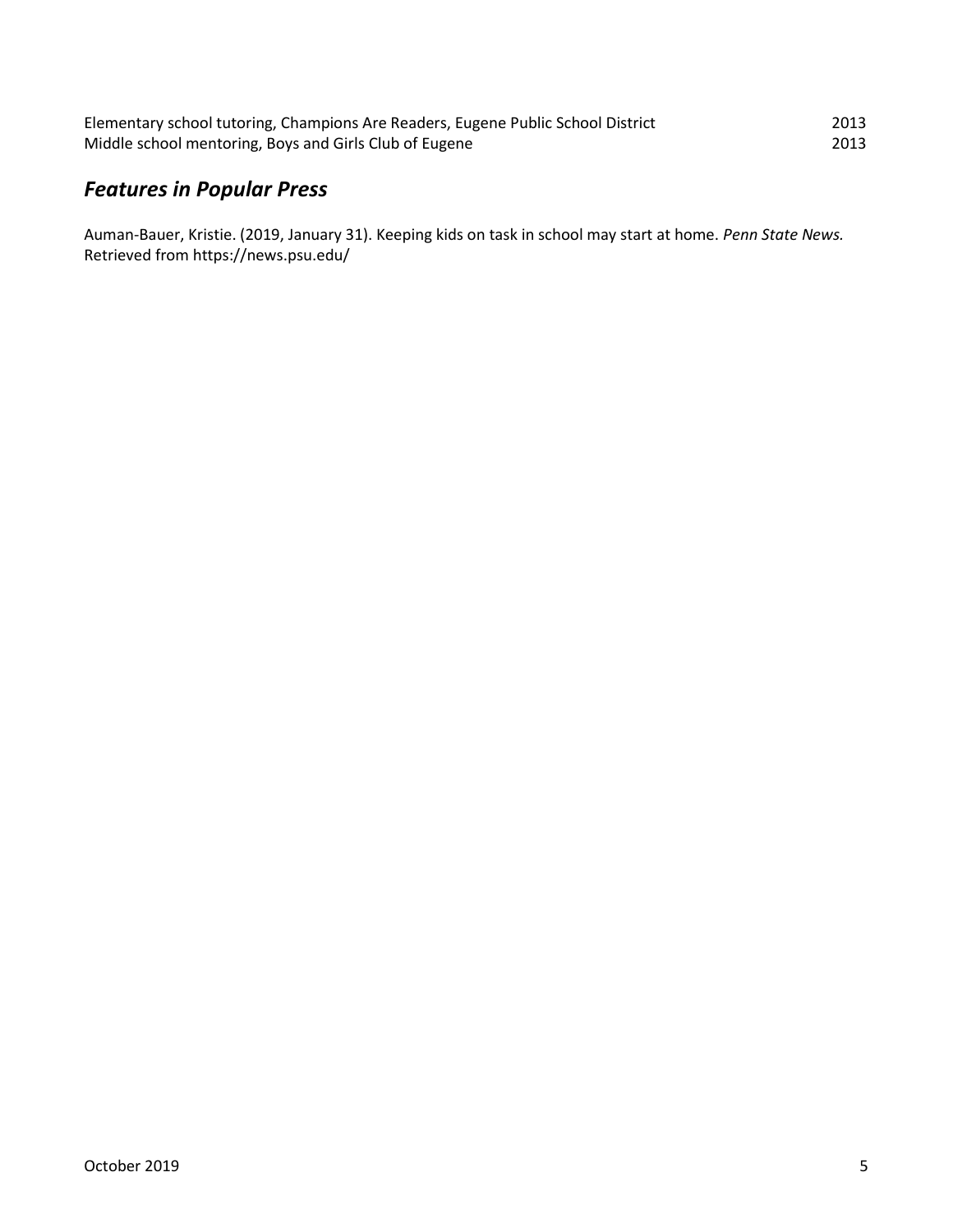Elementary school tutoring, Champions Are Readers, Eugene Public School District 2013
Middle school mentoring, Boys and Girls Club of Eugene 2013

## *Features in Popular Press*

Auman-Bauer, Kristie. (2019, January 31). Keeping kids on task in school may start at home. *Penn State News.* Retrieved from https://news.psu.edu/